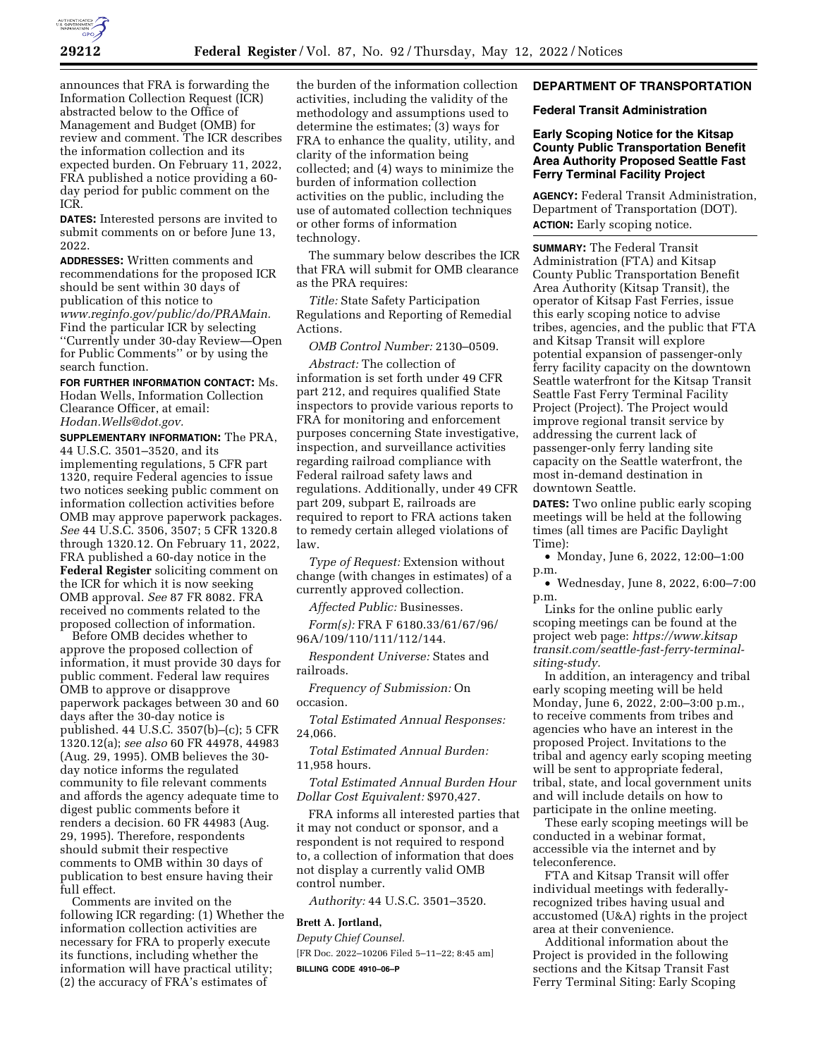announces that FRA is forwarding the Information Collection Request (ICR) abstracted below to the Office of Management and Budget (OMB) for review and comment. The ICR describes the information collection and its expected burden. On February 11, 2022, FRA published a notice providing a 60-day period for public comment on the ICR.

**DATES:** Interested persons are invited to submit comments on or before June 13, 2022.

**ADDRESSES:** Written comments and recommendations for the proposed ICR should be sent within 30 days of publication of this notice to *www.reginfo.gov/public/do/PRAMain.* Find the particular ICR by selecting ''Currently under 30-day Review—Open for Public Comments'' or by using the search function.

**FOR FURTHER INFORMATION CONTACT:** Ms. Hodan Wells, Information Collection Clearance Officer, at email: *Hodan.Wells@dot.gov.*

**SUPPLEMENTARY INFORMATION:** The PRA, 44 U.S.C. 3501–3520, and its implementing regulations, 5 CFR part 1320, require Federal agencies to issue two notices seeking public comment on information collection activities before OMB may approve paperwork packages. *See* 44 U.S.C. 3506, 3507; 5 CFR 1320.8 through 1320.12. On February 11, 2022, FRA published a 60-day notice in the **Federal Register** soliciting comment on the ICR for which it is now seeking OMB approval. *See* 87 FR 8082. FRA received no comments related to the proposed collection of information.

Before OMB decides whether to approve the proposed collection of information, it must provide 30 days for public comment. Federal law requires OMB to approve or disapprove paperwork packages between 30 and 60 days after the 30-day notice is published. 44 U.S.C. 3507(b)–(c); 5 CFR 1320.12(a); *see also* 60 FR 44978, 44983 (Aug. 29, 1995). OMB believes the 30-day notice informs the regulated community to file relevant comments and affords the agency adequate time to digest public comments before it renders a decision. 60 FR 44983 (Aug. 29, 1995). Therefore, respondents should submit their respective comments to OMB within 30 days of publication to best ensure having their full effect.

Comments are invited on the following ICR regarding: (1) Whether the information collection activities are necessary for FRA to properly execute its functions, including whether the information will have practical utility; (2) the accuracy of FRA's estimates of the burden of the information collection activities, including the validity of the methodology and assumptions used to determine the estimates; (3) ways for FRA to enhance the quality, utility, and clarity of the information being collected; and (4) ways to minimize the burden of information collection activities on the public, including the use of automated collection techniques or other forms of information technology.

The summary below describes the ICR that FRA will submit for OMB clearance as the PRA requires:

*Title:* State Safety Participation Regulations and Reporting of Remedial Actions.

*OMB Control Number:* 2130–0509.

*Abstract:* The collection of information is set forth under 49 CFR part 212, and requires qualified State inspectors to provide various reports to FRA for monitoring and enforcement purposes concerning State investigative, inspection, and surveillance activities regarding railroad compliance with Federal railroad safety laws and regulations. Additionally, under 49 CFR part 209, subpart E, railroads are required to report to FRA actions taken to remedy certain alleged violations of law.

*Type of Request:* Extension without change (with changes in estimates) of a currently approved collection.

*Affected Public:* Businesses.

*Form(s):* FRA F 6180.33/61/67/96/96A/109/110/111/112/144.

*Respondent Universe:* States and railroads.

*Frequency of Submission:* On occasion.

*Total Estimated Annual Responses:* 24,066.

*Total Estimated Annual Burden:* 11,958 hours.

*Total Estimated Annual Burden Hour Dollar Cost Equivalent:* $970,427.

FRA informs all interested parties that it may not conduct or sponsor, and a respondent is not required to respond to, a collection of information that does not display a currently valid OMB control number.

*Authority:* 44 U.S.C. 3501–3520.

**Brett A. Jortland,**

*Deputy Chief Counsel.*

[FR Doc. 2022–10206 Filed 5–11–22; 8:45 am]

**BILLING CODE 4910–06–P**

## DEPARTMENT OF TRANSPORTATION

### Federal Transit Administration

### Early Scoping Notice for the Kitsap County Public Transportation Benefit Area Authority Proposed Seattle Fast Ferry Terminal Facility Project

**AGENCY:** Federal Transit Administration, Department of Transportation (DOT).

**ACTION:** Early scoping notice.

**SUMMARY:** The Federal Transit Administration (FTA) and Kitsap County Public Transportation Benefit Area Authority (Kitsap Transit), the operator of Kitsap Fast Ferries, issue this early scoping notice to advise tribes, agencies, and the public that FTA and Kitsap Transit will explore potential expansion of passenger-only ferry facility capacity on the downtown Seattle waterfront for the Kitsap Transit Seattle Fast Ferry Terminal Facility Project (Project). The Project would improve regional transit service by addressing the current lack of passenger-only ferry landing site capacity on the Seattle waterfront, the most in-demand destination in downtown Seattle.

**DATES:** Two online public early scoping meetings will be held at the following times (all times are Pacific Daylight Time):

- Monday, June 6, 2022, 12:00–1:00 p.m.
- Wednesday, June 8, 2022, 6:00–7:00 p.m.

Links for the online public early scoping meetings can be found at the project web page: *https://www.kitsaptransit.com/seattle-fast-ferry-terminal-siting-study.*

In addition, an interagency and tribal early scoping meeting will be held Monday, June 6, 2022, 2:00–3:00 p.m., to receive comments from tribes and agencies who have an interest in the proposed Project. Invitations to the tribal and agency early scoping meeting will be sent to appropriate federal, tribal, state, and local government units and will include details on how to participate in the online meeting.

These early scoping meetings will be conducted in a webinar format, accessible via the internet and by teleconference.

FTA and Kitsap Transit will offer individual meetings with federally-recognized tribes having usual and accustomed (U&A) rights in the project area at their convenience.

Additional information about the Project is provided in the following sections and the Kitsap Transit Fast Ferry Terminal Siting: Early Scoping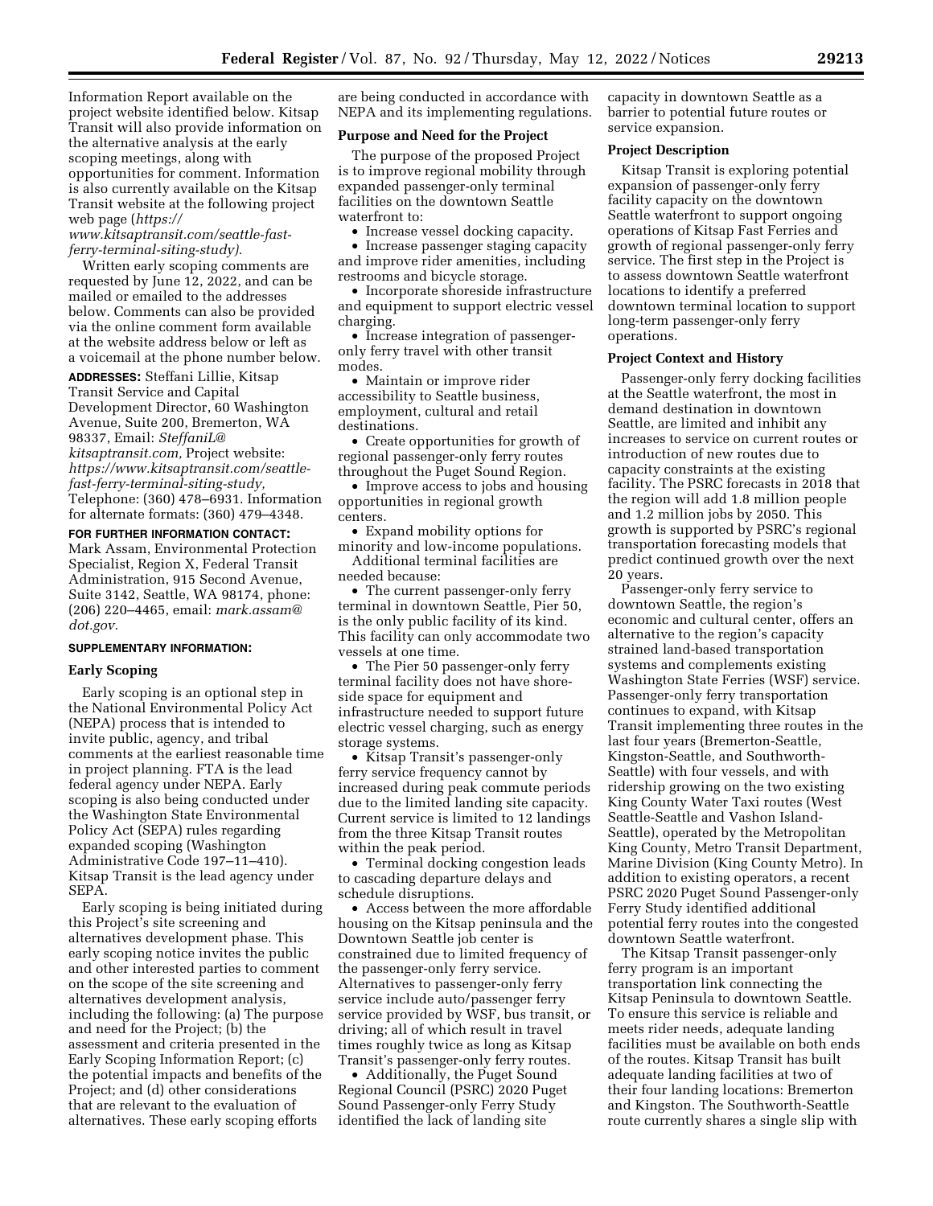Information Report available on the project website identified below. Kitsap Transit will also provide information on the alternative analysis at the early scoping meetings, along with opportunities for comment. Information is also currently available on the Kitsap Transit website at the following project web page (*https://www.kitsaptransit.com/seattle-fast-ferry-terminal-siting-study).*

Written early scoping comments are requested by June 12, 2022, and can be mailed or emailed to the addresses below. Comments can also be provided via the online comment form available at the website address below or left as a voicemail at the phone number below.

**ADDRESSES:** Steffani Lillie, Kitsap Transit Service and Capital Development Director, 60 Washington Avenue, Suite 200, Bremerton, WA 98337, Email: *SteffaniL@kitsaptransit.com,* Project website: *https://www.kitsaptransit.com/seattle-fast-ferry-terminal-siting-study,* Telephone: (360) 478–6931. Information for alternate formats: (360) 479–4348.

**FOR FURTHER INFORMATION CONTACT:** Mark Assam, Environmental Protection Specialist, Region X, Federal Transit Administration, 915 Second Avenue, Suite 3142, Seattle, WA 98174, phone: (206) 220–4465, email: *mark.assam@dot.gov.*

**SUPPLEMENTARY INFORMATION:**

**Early Scoping**

Early scoping is an optional step in the National Environmental Policy Act (NEPA) process that is intended to invite public, agency, and tribal comments at the earliest reasonable time in project planning. FTA is the lead federal agency under NEPA. Early scoping is also being conducted under the Washington State Environmental Policy Act (SEPA) rules regarding expanded scoping (Washington Administrative Code 197–11–410). Kitsap Transit is the lead agency under SEPA.

Early scoping is being initiated during this Project's site screening and alternatives development phase. This early scoping notice invites the public and other interested parties to comment on the scope of the site screening and alternatives development analysis, including the following: (a) The purpose and need for the Project; (b) the assessment and criteria presented in the Early Scoping Information Report; (c) the potential impacts and benefits of the Project; and (d) other considerations that are relevant to the evaluation of alternatives. These early scoping efforts are being conducted in accordance with NEPA and its implementing regulations.

**Purpose and Need for the Project**

The purpose of the proposed Project is to improve regional mobility through expanded passenger-only terminal facilities on the downtown Seattle waterfront to:

- Increase vessel docking capacity.
- Increase passenger staging capacity and improve rider amenities, including restrooms and bicycle storage.
- Incorporate shoreside infrastructure and equipment to support electric vessel charging.
- Increase integration of passenger-only ferry travel with other transit modes.
- Maintain or improve rider accessibility to Seattle business, employment, cultural and retail destinations.
- Create opportunities for growth of regional passenger-only ferry routes throughout the Puget Sound Region.
- Improve access to jobs and housing opportunities in regional growth centers.
- Expand mobility options for minority and low-income populations.

Additional terminal facilities are needed because:

- The current passenger-only ferry terminal in downtown Seattle, Pier 50, is the only public facility of its kind. This facility can only accommodate two vessels at one time.
- The Pier 50 passenger-only ferry terminal facility does not have shore-side space for equipment and infrastructure needed to support future electric vessel charging, such as energy storage systems.
- Kitsap Transit's passenger-only ferry service frequency cannot by increased during peak commute periods due to the limited landing site capacity. Current service is limited to 12 landings from the three Kitsap Transit routes within the peak period.
- Terminal docking congestion leads to cascading departure delays and schedule disruptions.
- Access between the more affordable housing on the Kitsap peninsula and the Downtown Seattle job center is constrained due to limited frequency of the passenger-only ferry service. Alternatives to passenger-only ferry service include auto/passenger ferry service provided by WSF, bus transit, or driving; all of which result in travel times roughly twice as long as Kitsap Transit's passenger-only ferry routes.
- Additionally, the Puget Sound Regional Council (PSRC) 2020 Puget Sound Passenger-only Ferry Study identified the lack of landing site capacity in downtown Seattle as a barrier to potential future routes or service expansion.

**Project Description**

Kitsap Transit is exploring potential expansion of passenger-only ferry facility capacity on the downtown Seattle waterfront to support ongoing operations of Kitsap Fast Ferries and growth of regional passenger-only ferry service. The first step in the Project is to assess downtown Seattle waterfront locations to identify a preferred downtown terminal location to support long-term passenger-only ferry operations.

**Project Context and History**

Passenger-only ferry docking facilities at the Seattle waterfront, the most in demand destination in downtown Seattle, are limited and inhibit any increases to service on current routes or introduction of new routes due to capacity constraints at the existing facility. The PSRC forecasts in 2018 that the region will add 1.8 million people and 1.2 million jobs by 2050. This growth is supported by PSRC's regional transportation forecasting models that predict continued growth over the next 20 years.

Passenger-only ferry service to downtown Seattle, the region's economic and cultural center, offers an alternative to the region's capacity strained land-based transportation systems and complements existing Washington State Ferries (WSF) service. Passenger-only ferry transportation continues to expand, with Kitsap Transit implementing three routes in the last four years (Bremerton-Seattle, Kingston-Seattle, and Southworth-Seattle) with four vessels, and with ridership growing on the two existing King County Water Taxi routes (West Seattle-Seattle and Vashon Island-Seattle), operated by the Metropolitan King County, Metro Transit Department, Marine Division (King County Metro). In addition to existing operators, a recent PSRC 2020 Puget Sound Passenger-only Ferry Study identified additional potential ferry routes into the congested downtown Seattle waterfront.

The Kitsap Transit passenger-only ferry program is an important transportation link connecting the Kitsap Peninsula to downtown Seattle. To ensure this service is reliable and meets rider needs, adequate landing facilities must be available on both ends of the routes. Kitsap Transit has built adequate landing facilities at two of their four landing locations: Bremerton and Kingston. The Southworth-Seattle route currently shares a single slip with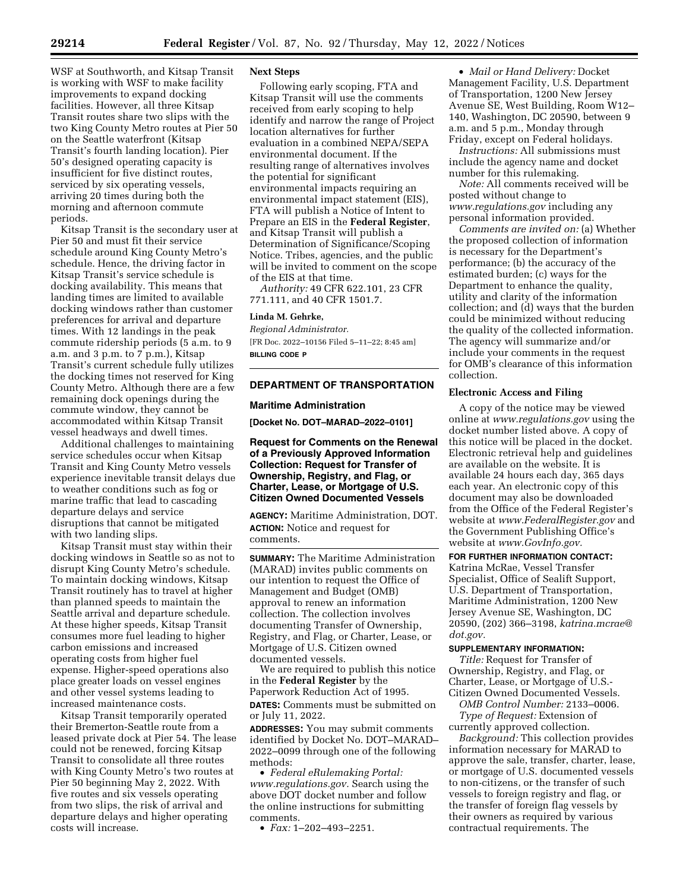WSF at Southworth, and Kitsap Transit is working with WSF to make facility improvements to expand docking facilities. However, all three Kitsap Transit routes share two slips with the two King County Metro routes at Pier 50 on the Seattle waterfront (Kitsap Transit's fourth landing location). Pier 50's designed operating capacity is insufficient for five distinct routes, serviced by six operating vessels, arriving 20 times during both the morning and afternoon commute periods.

Kitsap Transit is the secondary user at Pier 50 and must fit their service schedule around King County Metro's schedule. Hence, the driving factor in Kitsap Transit's service schedule is docking availability. This means that landing times are limited to available docking windows rather than customer preferences for arrival and departure times. With 12 landings in the peak commute ridership periods (5 a.m. to 9 a.m. and 3 p.m. to 7 p.m.), Kitsap Transit's current schedule fully utilizes the docking times not reserved for King County Metro. Although there are a few remaining dock openings during the commute window, they cannot be accommodated within Kitsap Transit vessel headways and dwell times.

Additional challenges to maintaining service schedules occur when Kitsap Transit and King County Metro vessels experience inevitable transit delays due to weather conditions such as fog or marine traffic that lead to cascading departure delays and service disruptions that cannot be mitigated with two landing slips.

Kitsap Transit must stay within their docking windows in Seattle so as not to disrupt King County Metro's schedule. To maintain docking windows, Kitsap Transit routinely has to travel at higher than planned speeds to maintain the Seattle arrival and departure schedule. At these higher speeds, Kitsap Transit consumes more fuel leading to higher carbon emissions and increased operating costs from higher fuel expense. Higher-speed operations also place greater loads on vessel engines and other vessel systems leading to increased maintenance costs.

Kitsap Transit temporarily operated their Bremerton-Seattle route from a leased private dock at Pier 54. The lease could not be renewed, forcing Kitsap Transit to consolidate all three routes with King County Metro's two routes at Pier 50 beginning May 2, 2022. With five routes and six vessels operating from two slips, the risk of arrival and departure delays and higher operating costs will increase.

**Next Steps**

Following early scoping, FTA and Kitsap Transit will use the comments received from early scoping to help identify and narrow the range of Project location alternatives for further evaluation in a combined NEPA/SEPA environmental document. If the resulting range of alternatives involves the potential for significant environmental impacts requiring an environmental impact statement (EIS), FTA will publish a Notice of Intent to Prepare an EIS in the **Federal Register**, and Kitsap Transit will publish a Determination of Significance/Scoping Notice. Tribes, agencies, and the public will be invited to comment on the scope of the EIS at that time.

*Authority:* 49 CFR 622.101, 23 CFR 771.111, and 40 CFR 1501.7.

**Linda M. Gehrke,**

*Regional Administrator.*

[FR Doc. 2022–10156 Filed 5–11–22; 8:45 am]

**BILLING CODE P**

## DEPARTMENT OF TRANSPORTATION

### Maritime Administration

**[Docket No. DOT–MARAD–2022–0101]**

### Request for Comments on the Renewal of a Previously Approved Information Collection: Request for Transfer of Ownership, Registry, and Flag, or Charter, Lease, or Mortgage of U.S. Citizen Owned Documented Vessels

**AGENCY:** Maritime Administration, DOT.

**ACTION:** Notice and request for comments.

**SUMMARY:** The Maritime Administration (MARAD) invites public comments on our intention to request the Office of Management and Budget (OMB) approval to renew an information collection. The collection involves documenting Transfer of Ownership, Registry, and Flag, or Charter, Lease, or Mortgage of U.S. Citizen owned documented vessels.

We are required to publish this notice in the **Federal Register** by the Paperwork Reduction Act of 1995.

**DATES:** Comments must be submitted on or July 11, 2022.

**ADDRESSES:** You may submit comments identified by Docket No. DOT–MARAD–2022–0099 through one of the following methods:

- *Federal eRulemaking Portal: www.regulations.gov.* Search using the above DOT docket number and follow the online instructions for submitting comments.
- *Fax:* 1–202–493–2251.
- *Mail or Hand Delivery:* Docket Management Facility, U.S. Department of Transportation, 1200 New Jersey Avenue SE, West Building, Room W12–140, Washington, DC 20590, between 9 a.m. and 5 p.m., Monday through Friday, except on Federal holidays.

*Instructions:* All submissions must include the agency name and docket number for this rulemaking.

*Note:* All comments received will be posted without change to *www.regulations.gov* including any personal information provided.

*Comments are invited on:* (a) Whether the proposed collection of information is necessary for the Department's performance; (b) the accuracy of the estimated burden; (c) ways for the Department to enhance the quality, utility and clarity of the information collection; and (d) ways that the burden could be minimized without reducing the quality of the collected information. The agency will summarize and/or include your comments in the request for OMB's clearance of this information collection.

**Electronic Access and Filing**

A copy of the notice may be viewed online at *www.regulations.gov* using the docket number listed above. A copy of this notice will be placed in the docket. Electronic retrieval help and guidelines are available on the website. It is available 24 hours each day, 365 days each year. An electronic copy of this document may also be downloaded from the Office of the Federal Register's website at *www.FederalRegister.gov* and the Government Publishing Office's website at *www.GovInfo.gov*.

**FOR FURTHER INFORMATION CONTACT:** Katrina McRae, Vessel Transfer Specialist, Office of Sealift Support, U.S. Department of Transportation, Maritime Administration, 1200 New Jersey Avenue SE, Washington, DC 20590, (202) 366–3198, *katrina.mcrae@dot.gov.*

**SUPPLEMENTARY INFORMATION:**

*Title:* Request for Transfer of Ownership, Registry, and Flag, or Charter, Lease, or Mortgage of U.S.-Citizen Owned Documented Vessels.

*OMB Control Number:* 2133–0006.

*Type of Request:* Extension of currently approved collection.

*Background:* This collection provides information necessary for MARAD to approve the sale, transfer, charter, lease, or mortgage of U.S. documented vessels to non-citizens, or the transfer of such vessels to foreign registry and flag, or the transfer of foreign flag vessels by their owners as required by various contractual requirements. The